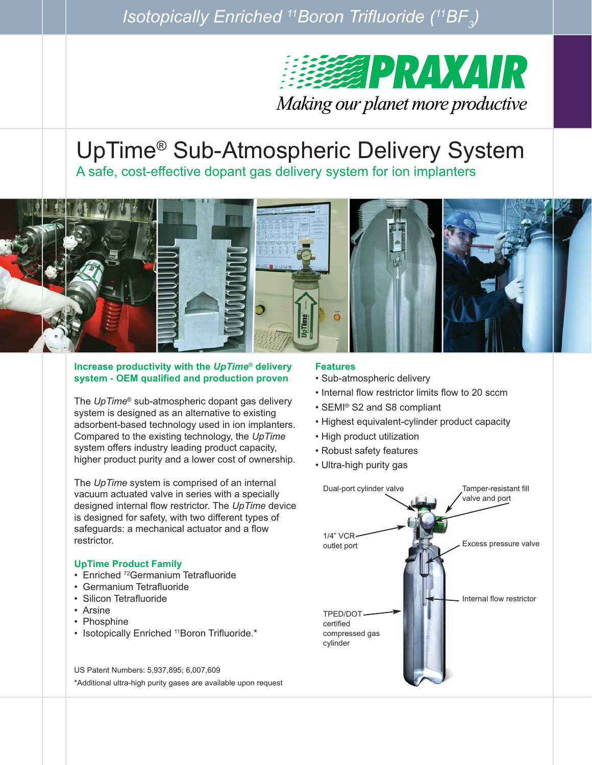# Isotopically Enriched $^{11}$Boron Trifluoride ($^{11}BF_3$)

PRAXAIR
Making our planet more productive

# UpTime® Sub-Atmospheric Delivery System

## A safe, cost-effective dopant gas delivery system for ion implanters

### Increase productivity with the *UpTime*® delivery system - OEM qualified and production proven

The *UpTime*® sub-atmospheric dopant gas delivery system is designed as an alternative to existing adsorbent-based technology used in ion implanters. Compared to the existing technology, the *UpTime* system offers industry leading product capacity, higher product purity and a lower cost of ownership.

The *UpTime* system is comprised of an internal vacuum actuated valve in series with a specially designed internal flow restrictor. The *UpTime* device is designed for safety, with two different types of safeguards: a mechanical actuator and a flow restrictor.

### UpTime Product Family

- Enriched $^{72}$Germanium Tetrafluoride
- Germanium Tetrafluoride
- Silicon Tetrafluoride
- Arsine
- Phosphine
- Isotopically Enriched $^{11}$Boron Trifluoride.*

US Patent Numbers: 5,937,895; 6,007,609

*Additional ultra-high purity gases are available upon request

### Features

- Sub-atmospheric delivery
- Internal flow restrictor limits flow to 20 sccm
- SEMI® S2 and S8 compliant
- Highest equivalent-cylinder product capacity
- High product utilization
- Robust safety features
- Ultra-high purity gas

Dual-port cylinder valve

Tamper-resistant fill valve and port

1/4" VCR outlet port

Excess pressure valve

Internal flow restrictor

TPED/DOT certified compressed gas cylinder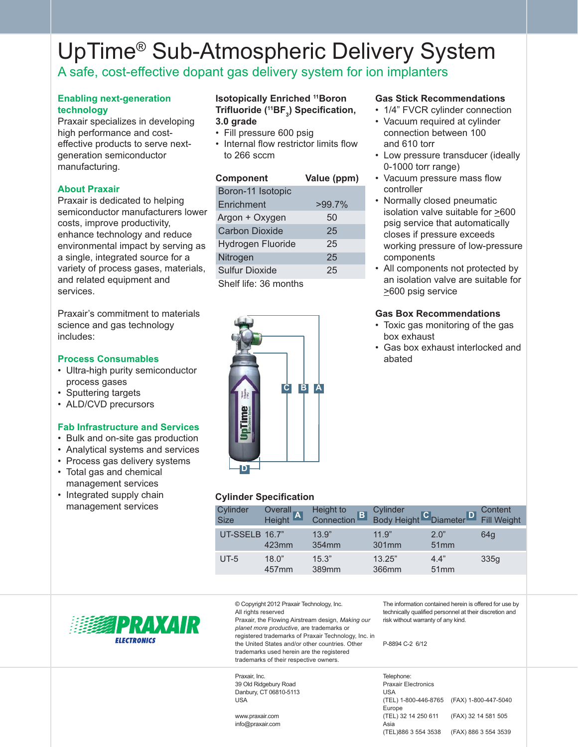# UpTime® Sub-Atmospheric Delivery System

## A safe, cost-effective dopant gas delivery system for ion implanters

### Enabling next-generation technology

Praxair specializes in developing high performance and cost-effective products to serve next-generation semiconductor manufacturing.

### About Praxair

Praxair is dedicated to helping semiconductor manufacturers lower costs, improve productivity, enhance technology and reduce environmental impact by serving as a single, integrated source for a variety of process gases, materials, and related equipment and services.

Praxair's commitment to materials science and gas technology includes:

### Process Consumables

- Ultra-high purity semiconductor process gases
- Sputtering targets
- ALD/CVD precursors

### Fab Infrastructure and Services

- Bulk and on-site gas production
- Analytical systems and services
- Process gas delivery systems
- Total gas and chemical management services
- Integrated supply chain management services

### Isotopically Enriched $^{11}$Boron Trifluoride ($^{11}BF_3$) Specification, 3.0 grade

- Fill pressure 600 psig
- Internal flow restrictor limits flow to 266 sccm

| Component | Value (ppm) |
|---|---|
| Boron-11 Isotopic Enrichment | >99.7% |
| Argon + Oxygen | 50 |
| Carbon Dioxide | 25 |
| Hydrogen Fluoride | 25 |
| Nitrogen | 25 |
| Sulfur Dioxide | 25 |

Shelf life: 36 months

C B A

D

### Gas Stick Recommendations

- 1/4" FVCR cylinder connection
- Vacuum required at cylinder connection between 100 and 610 torr
- Low pressure transducer (ideally 0-1000 torr range)
- Vacuum pressure mass flow controller
- Normally closed pneumatic isolation valve suitable for ≥600 psig service that automatically closes if pressure exceeds working pressure of low-pressure components
- All components not protected by an isolation valve are suitable for ≥600 psig service

### Gas Box Recommendations

- Toxic gas monitoring of the gas box exhaust
- Gas box exhaust interlocked and abated

### Cylinder Specification

| Cylinder Size | Overall Height A | Height to Connection B | Cylinder Body Height C | Diameter D | Content Fill Weight |
|---|---|---|---|---|---|
| UT-SSELB | 16.7" 423mm | 13.9" 354mm | 11.9" 301mm | 2.0" 51mm | 64g |
| UT-5 | 18.0" 457mm | 15.3" 389mm | 13.25" 366mm | 4.4" 51mm | 335g |

PRAXAIR ELECTRONICS

© Copyright 2012 Praxair Technology, Inc.
All rights reserved
Praxair, the Flowing Airstream design, *Making our planet more productive*, are trademarks or registered trademarks of Praxair Technology, Inc. in the United States and/or other countries. Other trademarks used herein are the registered trademarks of their respective owners.

The information contained herein is offered for use by technically qualified personnel at their discretion and risk without warranty of any kind.

P-8894 C-2 6/12

Praxair, Inc.
39 Old Ridgebury Road
Danbury, CT 06810-5113
USA

www.praxair.com
info@praxair.com

Telephone:
Praxair Electronics
USA
(TEL) 1-800-446-8765 (FAX) 1-800-447-5040
Europe
(TEL) 32 14 250 611 (FAX) 32 14 581 505
Asia
(TEL)886 3 554 3538 (FAX) 886 3 554 3539